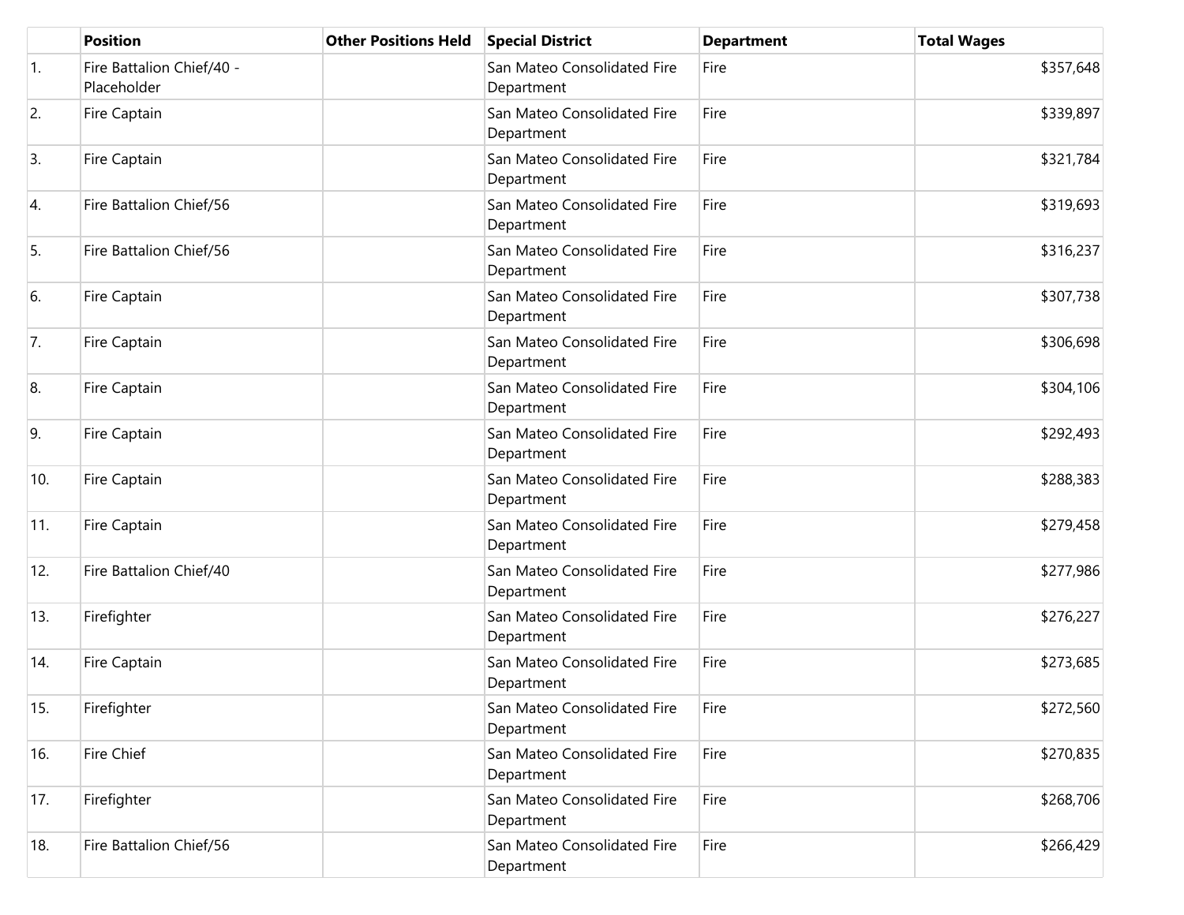| | Position | Other Positions Held | Special District | Department | Total Wages |
|---|---|---|---|---|---|
| 1. | Fire Battalion Chief/40 - Placeholder | | San Mateo Consolidated Fire Department | Fire | $357,648 |
| 2. | Fire Captain | | San Mateo Consolidated Fire Department | Fire | $339,897 |
| 3. | Fire Captain | | San Mateo Consolidated Fire Department | Fire | $321,784 |
| 4. | Fire Battalion Chief/56 | | San Mateo Consolidated Fire Department | Fire | $319,693 |
| 5. | Fire Battalion Chief/56 | | San Mateo Consolidated Fire Department | Fire | $316,237 |
| 6. | Fire Captain | | San Mateo Consolidated Fire Department | Fire | $307,738 |
| 7. | Fire Captain | | San Mateo Consolidated Fire Department | Fire | $306,698 |
| 8. | Fire Captain | | San Mateo Consolidated Fire Department | Fire | $304,106 |
| 9. | Fire Captain | | San Mateo Consolidated Fire Department | Fire | $292,493 |
| 10. | Fire Captain | | San Mateo Consolidated Fire Department | Fire | $288,383 |
| 11. | Fire Captain | | San Mateo Consolidated Fire Department | Fire | $279,458 |
| 12. | Fire Battalion Chief/40 | | San Mateo Consolidated Fire Department | Fire | $277,986 |
| 13. | Firefighter | | San Mateo Consolidated Fire Department | Fire | $276,227 |
| 14. | Fire Captain | | San Mateo Consolidated Fire Department | Fire | $273,685 |
| 15. | Firefighter | | San Mateo Consolidated Fire Department | Fire | $272,560 |
| 16. | Fire Chief | | San Mateo Consolidated Fire Department | Fire | $270,835 |
| 17. | Firefighter | | San Mateo Consolidated Fire Department | Fire | $268,706 |
| 18. | Fire Battalion Chief/56 | | San Mateo Consolidated Fire Department | Fire | $266,429 |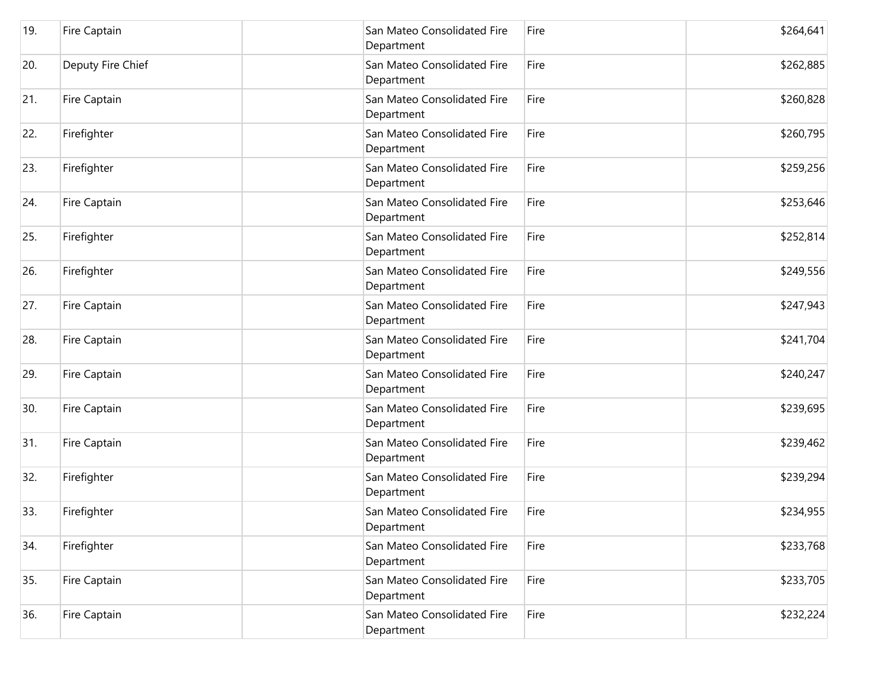| 19. | Fire Captain | | San Mateo Consolidated Fire Department | Fire | $264,641 |
|---|---|---|---|---|---|
| 20. | Deputy Fire Chief | | San Mateo Consolidated Fire Department | Fire | $262,885 |
| 21. | Fire Captain | | San Mateo Consolidated Fire Department | Fire | $260,828 |
| 22. | Firefighter | | San Mateo Consolidated Fire Department | Fire | $260,795 |
| 23. | Firefighter | | San Mateo Consolidated Fire Department | Fire | $259,256 |
| 24. | Fire Captain | | San Mateo Consolidated Fire Department | Fire | $253,646 |
| 25. | Firefighter | | San Mateo Consolidated Fire Department | Fire | $252,814 |
| 26. | Firefighter | | San Mateo Consolidated Fire Department | Fire | $249,556 |
| 27. | Fire Captain | | San Mateo Consolidated Fire Department | Fire | $247,943 |
| 28. | Fire Captain | | San Mateo Consolidated Fire Department | Fire | $241,704 |
| 29. | Fire Captain | | San Mateo Consolidated Fire Department | Fire | $240,247 |
| 30. | Fire Captain | | San Mateo Consolidated Fire Department | Fire | $239,695 |
| 31. | Fire Captain | | San Mateo Consolidated Fire Department | Fire | $239,462 |
| 32. | Firefighter | | San Mateo Consolidated Fire Department | Fire | $239,294 |
| 33. | Firefighter | | San Mateo Consolidated Fire Department | Fire | $234,955 |
| 34. | Firefighter | | San Mateo Consolidated Fire Department | Fire | $233,768 |
| 35. | Fire Captain | | San Mateo Consolidated Fire Department | Fire | $233,705 |
| 36. | Fire Captain | | San Mateo Consolidated Fire Department | Fire | $232,224 |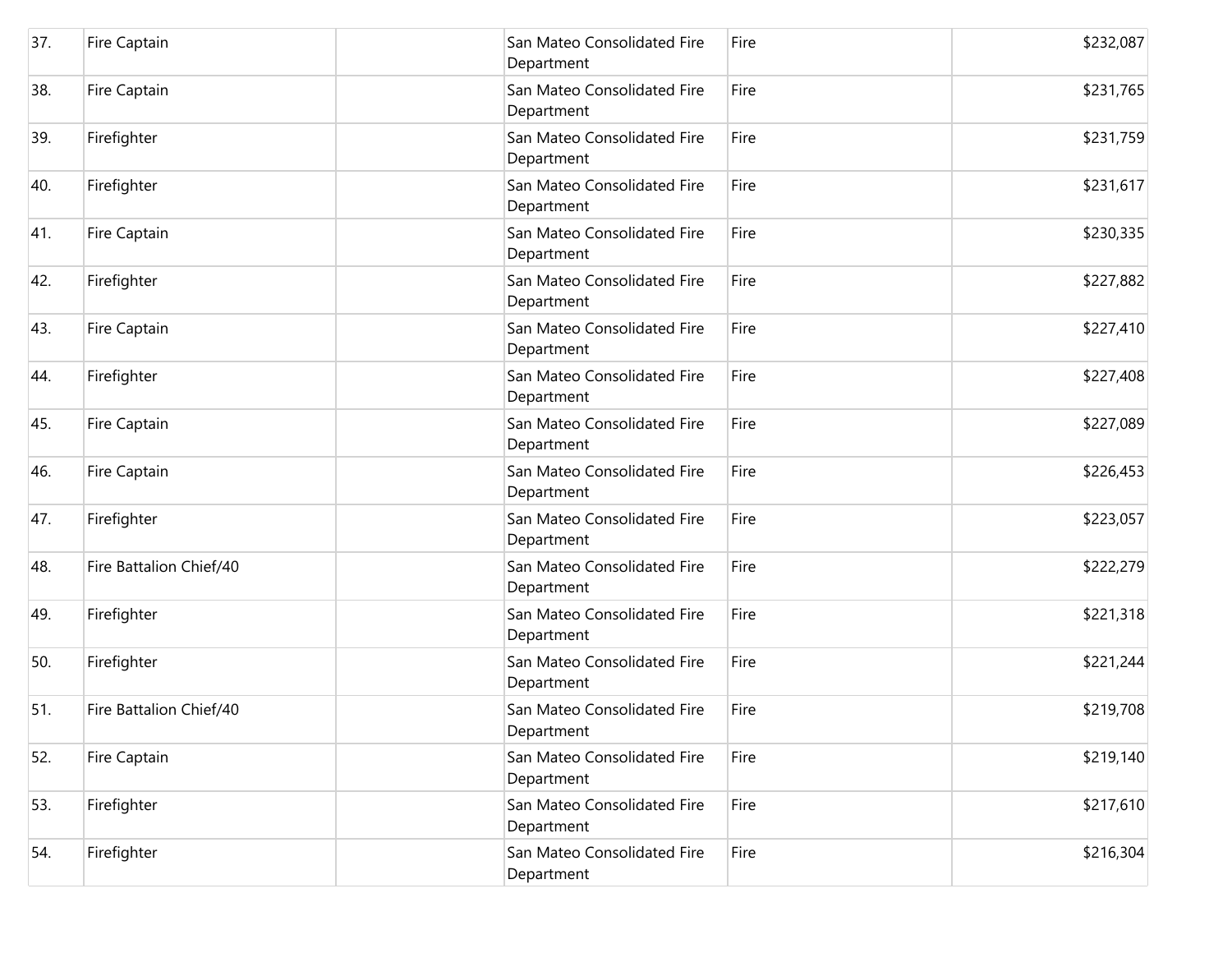| | | | | | |
|---|---|---|---|---|---|
| 37. | Fire Captain | | San Mateo Consolidated Fire Department | Fire | $232,087 |
| 38. | Fire Captain | | San Mateo Consolidated Fire Department | Fire | $231,765 |
| 39. | Firefighter | | San Mateo Consolidated Fire Department | Fire | $231,759 |
| 40. | Firefighter | | San Mateo Consolidated Fire Department | Fire | $231,617 |
| 41. | Fire Captain | | San Mateo Consolidated Fire Department | Fire | $230,335 |
| 42. | Firefighter | | San Mateo Consolidated Fire Department | Fire | $227,882 |
| 43. | Fire Captain | | San Mateo Consolidated Fire Department | Fire | $227,410 |
| 44. | Firefighter | | San Mateo Consolidated Fire Department | Fire | $227,408 |
| 45. | Fire Captain | | San Mateo Consolidated Fire Department | Fire | $227,089 |
| 46. | Fire Captain | | San Mateo Consolidated Fire Department | Fire | $226,453 |
| 47. | Firefighter | | San Mateo Consolidated Fire Department | Fire | $223,057 |
| 48. | Fire Battalion Chief/40 | | San Mateo Consolidated Fire Department | Fire | $222,279 |
| 49. | Firefighter | | San Mateo Consolidated Fire Department | Fire | $221,318 |
| 50. | Firefighter | | San Mateo Consolidated Fire Department | Fire | $221,244 |
| 51. | Fire Battalion Chief/40 | | San Mateo Consolidated Fire Department | Fire | $219,708 |
| 52. | Fire Captain | | San Mateo Consolidated Fire Department | Fire | $219,140 |
| 53. | Firefighter | | San Mateo Consolidated Fire Department | Fire | $217,610 |
| 54. | Firefighter | | San Mateo Consolidated Fire Department | Fire | $216,304 |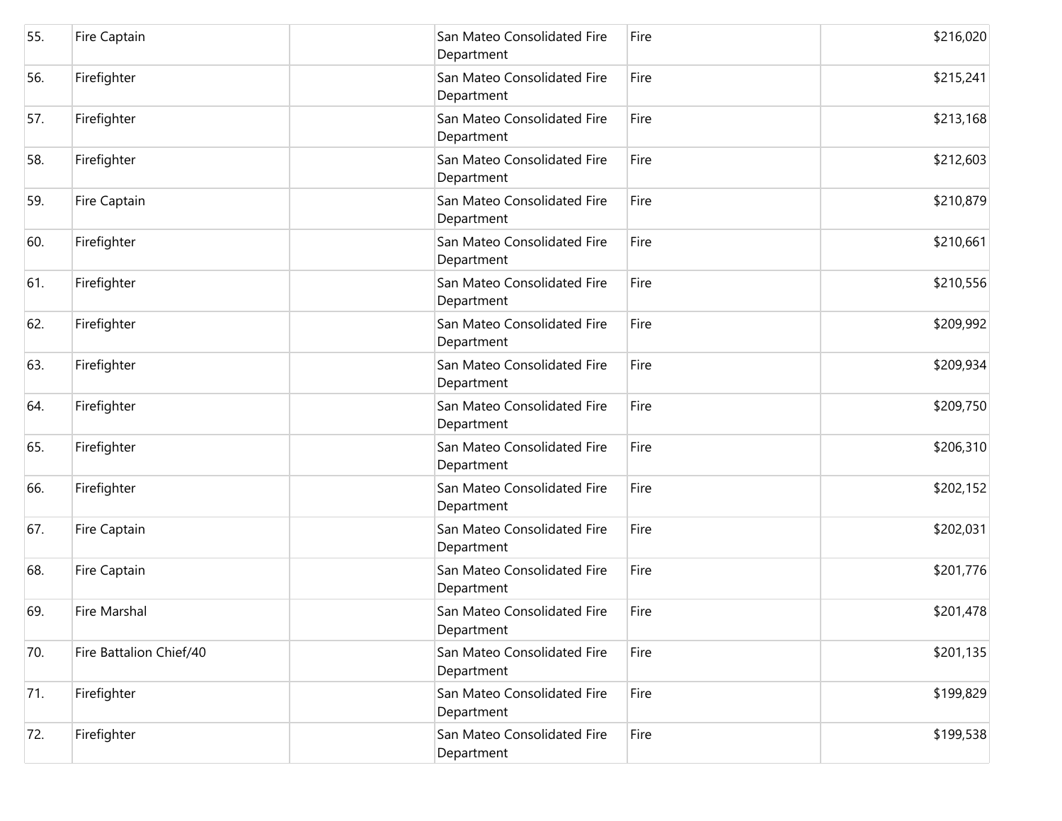| | | | | | |
|---|---|---|---|---|---|
| 55. | Fire Captain | | San Mateo Consolidated Fire Department | Fire | $216,020 |
| 56. | Firefighter | | San Mateo Consolidated Fire Department | Fire | $215,241 |
| 57. | Firefighter | | San Mateo Consolidated Fire Department | Fire | $213,168 |
| 58. | Firefighter | | San Mateo Consolidated Fire Department | Fire | $212,603 |
| 59. | Fire Captain | | San Mateo Consolidated Fire Department | Fire | $210,879 |
| 60. | Firefighter | | San Mateo Consolidated Fire Department | Fire | $210,661 |
| 61. | Firefighter | | San Mateo Consolidated Fire Department | Fire | $210,556 |
| 62. | Firefighter | | San Mateo Consolidated Fire Department | Fire | $209,992 |
| 63. | Firefighter | | San Mateo Consolidated Fire Department | Fire | $209,934 |
| 64. | Firefighter | | San Mateo Consolidated Fire Department | Fire | $209,750 |
| 65. | Firefighter | | San Mateo Consolidated Fire Department | Fire | $206,310 |
| 66. | Firefighter | | San Mateo Consolidated Fire Department | Fire | $202,152 |
| 67. | Fire Captain | | San Mateo Consolidated Fire Department | Fire | $202,031 |
| 68. | Fire Captain | | San Mateo Consolidated Fire Department | Fire | $201,776 |
| 69. | Fire Marshal | | San Mateo Consolidated Fire Department | Fire | $201,478 |
| 70. | Fire Battalion Chief/40 | | San Mateo Consolidated Fire Department | Fire | $201,135 |
| 71. | Firefighter | | San Mateo Consolidated Fire Department | Fire | $199,829 |
| 72. | Firefighter | | San Mateo Consolidated Fire Department | Fire | $199,538 |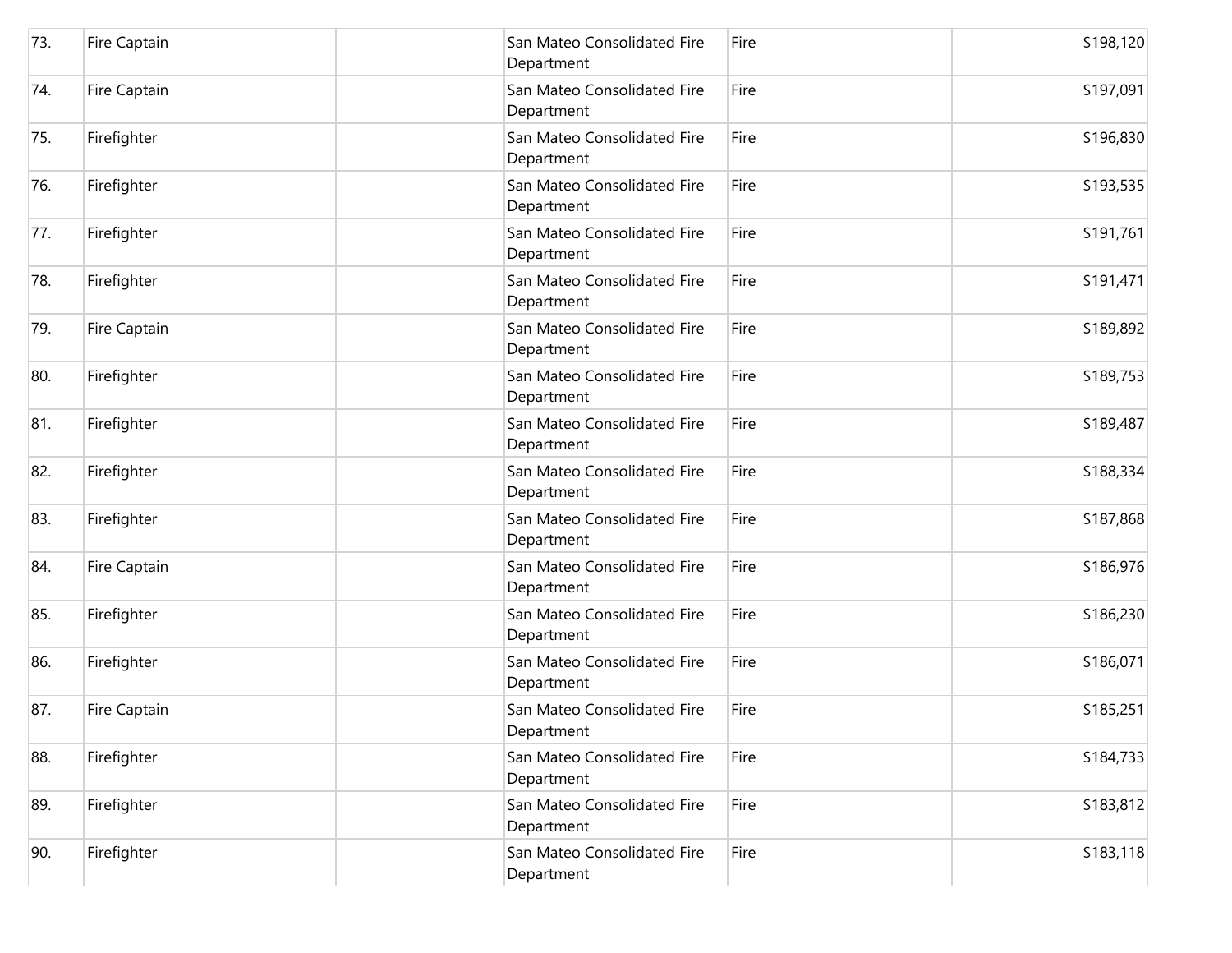| 73. | Fire Captain | | San Mateo Consolidated Fire Department | Fire | $198,120 |
|---|---|---|---|---|---|
| 74. | Fire Captain | | San Mateo Consolidated Fire Department | Fire | $197,091 |
| 75. | Firefighter | | San Mateo Consolidated Fire Department | Fire | $196,830 |
| 76. | Firefighter | | San Mateo Consolidated Fire Department | Fire | $193,535 |
| 77. | Firefighter | | San Mateo Consolidated Fire Department | Fire | $191,761 |
| 78. | Firefighter | | San Mateo Consolidated Fire Department | Fire | $191,471 |
| 79. | Fire Captain | | San Mateo Consolidated Fire Department | Fire | $189,892 |
| 80. | Firefighter | | San Mateo Consolidated Fire Department | Fire | $189,753 |
| 81. | Firefighter | | San Mateo Consolidated Fire Department | Fire | $189,487 |
| 82. | Firefighter | | San Mateo Consolidated Fire Department | Fire | $188,334 |
| 83. | Firefighter | | San Mateo Consolidated Fire Department | Fire | $187,868 |
| 84. | Fire Captain | | San Mateo Consolidated Fire Department | Fire | $186,976 |
| 85. | Firefighter | | San Mateo Consolidated Fire Department | Fire | $186,230 |
| 86. | Firefighter | | San Mateo Consolidated Fire Department | Fire | $186,071 |
| 87. | Fire Captain | | San Mateo Consolidated Fire Department | Fire | $185,251 |
| 88. | Firefighter | | San Mateo Consolidated Fire Department | Fire | $184,733 |
| 89. | Firefighter | | San Mateo Consolidated Fire Department | Fire | $183,812 |
| 90. | Firefighter | | San Mateo Consolidated Fire Department | Fire | $183,118 |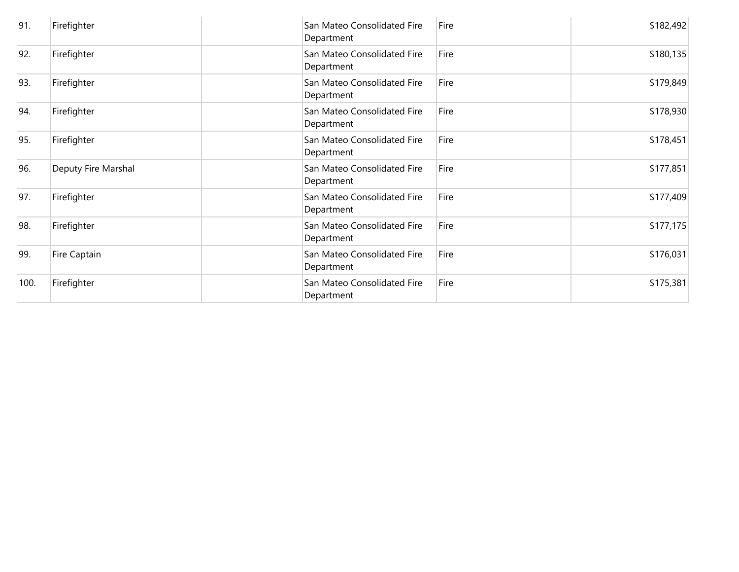| | | | | | |
|---|---|---|---|---|---|
| 91. | Firefighter | | San Mateo Consolidated Fire Department | Fire | $182,492 |
| 92. | Firefighter | | San Mateo Consolidated Fire Department | Fire | $180,135 |
| 93. | Firefighter | | San Mateo Consolidated Fire Department | Fire | $179,849 |
| 94. | Firefighter | | San Mateo Consolidated Fire Department | Fire | $178,930 |
| 95. | Firefighter | | San Mateo Consolidated Fire Department | Fire | $178,451 |
| 96. | Deputy Fire Marshal | | San Mateo Consolidated Fire Department | Fire | $177,851 |
| 97. | Firefighter | | San Mateo Consolidated Fire Department | Fire | $177,409 |
| 98. | Firefighter | | San Mateo Consolidated Fire Department | Fire | $177,175 |
| 99. | Fire Captain | | San Mateo Consolidated Fire Department | Fire | $176,031 |
| 100. | Firefighter | | San Mateo Consolidated Fire Department | Fire | $175,381 |